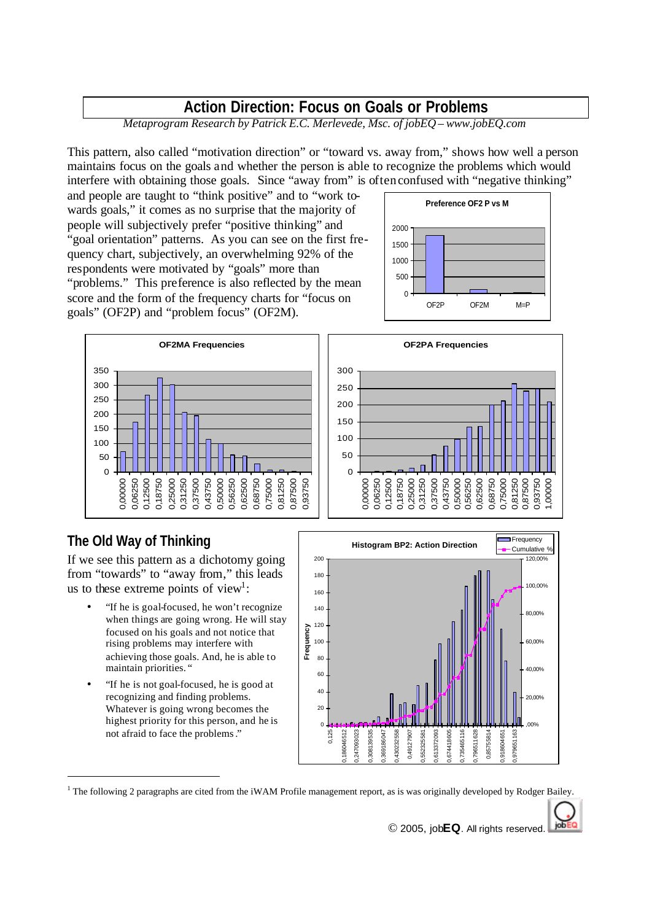# Action Direction: Focus on Goals or Problems

*Metaprogram Research by Patrick E.C. Merlevede, Msc. of jobEQ – www.jobEQ.com*

This pattern, also called "motivation direction" or "toward vs. away from," shows how well a person maintains focus on the goals and whether the person is able to recognize the problems which would interfere with obtaining those goals. Since "away from" is often confused with "negative thinking" and people are taught to "think positive" and to "work towards goals," it comes as no surprise that the majority of people will subjectively prefer "positive thinking" and "goal orientation" patterns. As you can see on the first frequency chart, subjectively, an overwhelming 92% of the respondents were motivated by "goals" more than "problems." This preference is also reflected by the mean score and the form of the frequency charts for "focus on goals" (OF2P) and "problem focus" (OF2M).

## The Old Way of Thinking

If we see this pattern as a dichotomy going from "towards" to "away from," this leads us to these extreme points of view[1]:

- "If he is goal-focused, he won't recognize when things are going wrong. He will stay focused on his goals and not notice that rising problems may interfere with achieving those goals. And, he is able to maintain priorities."
- "If he is not goal-focused, he is good at recognizing and finding problems. Whatever is going wrong becomes the highest priority for this person, and he is not afraid to face the problems."

[1] The following 2 paragraphs are cited from the iWAM Profile management report, as is was originally developed by Rodger Bailey.

© 2005, jobEQ. All rights reserved.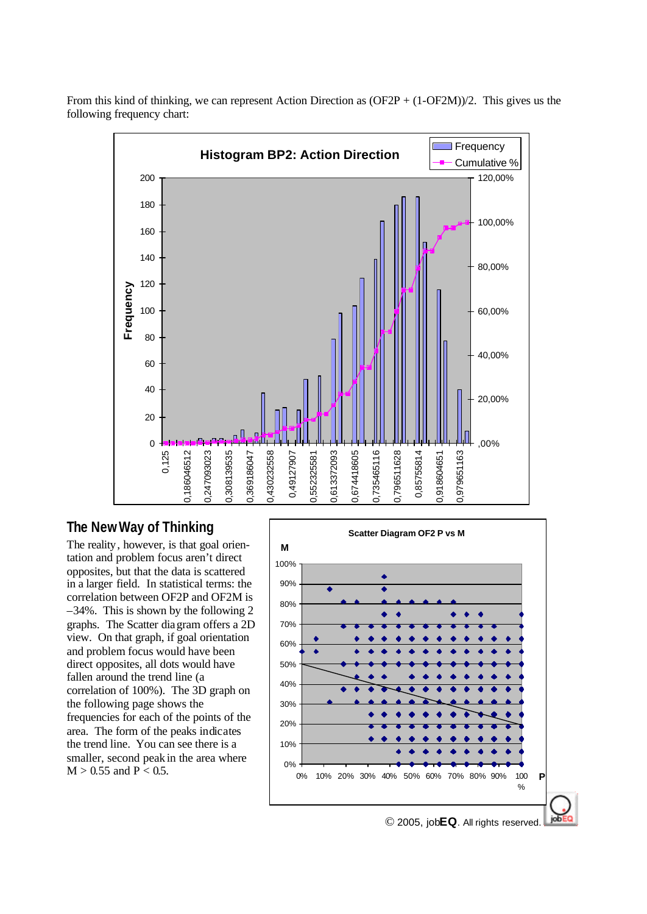From this kind of thinking, we can represent Action Direction as (OF2P + (1-OF2M))/2. This gives us the following frequency chart:

## The New Way of Thinking

The reality, however, is that goal orientation and problem focus aren't direct opposites, but that the data is scattered in a larger field. In statistical terms: the correlation between OF2P and OF2M is –34%. This is shown by the following 2 graphs. The Scatter diagram offers a 2D view. On that graph, if goal orientation and problem focus would have been direct opposites, all dots would have fallen around the trend line (a correlation of 100%). The 3D graph on the following page shows the frequencies for each of the points of the area. The form of the peaks indicates the trend line. You can see there is a smaller, second peak in the area where $M > 0.55$ and $P < 0.5$.

© 2005, jobEQ. All rights reserved.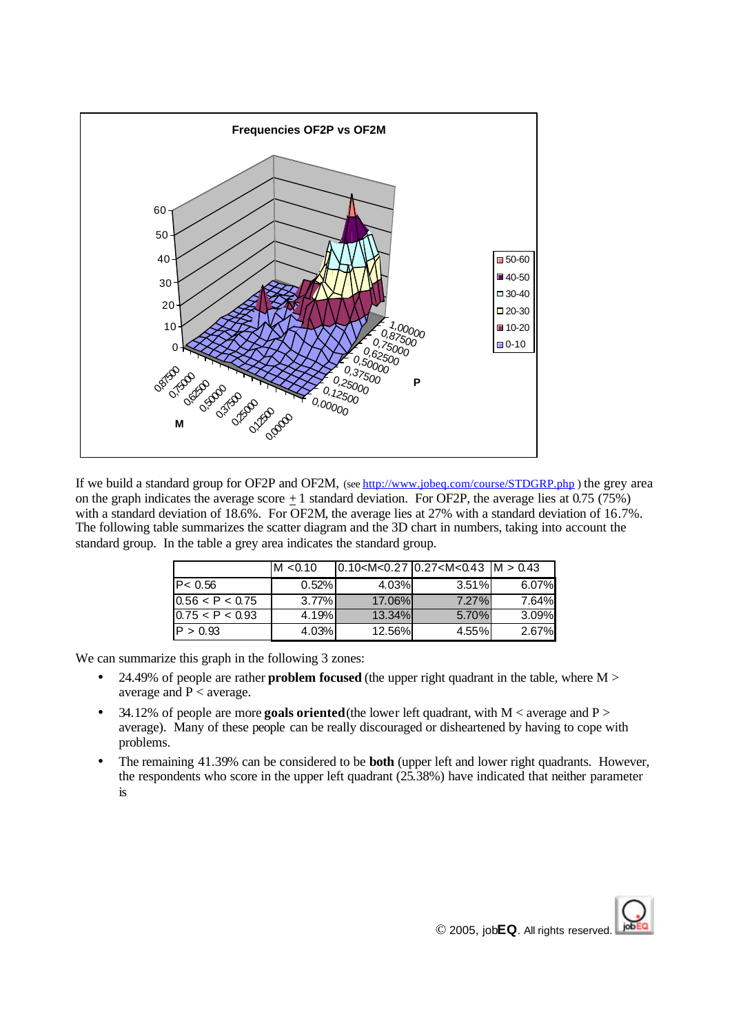Frequencies OF2P vs OF2M

60
50
40
30
20
10
0

0,87500 0,75000 0,62500 0,50000 0,37500 0,25000 0,12500 0,00000

M

1,00000 0,87500 0,75000 0,62500 0,50000 0,37500 0,25000 0,12500 0,00000

P

50-60
40-50
30-40
20-30
10-20
0-10

If we build a standard group for OF2P and OF2M, (see http://www.jobeq.com/course/STDGRP.php ) the grey area on the graph indicates the average score ± 1 standard deviation. For OF2P, the average lies at 0.75 (75%) with a standard deviation of 18.6%. For OF2M, the average lies at 27% with a standard deviation of 16.7%. The following table summarizes the scatter diagram and the 3D chart in numbers, taking into account the standard group. In the table a grey area indicates the standard group.

| | M <0.10 | 0.10<M<0.27 | 0.27<M<0.43 | M > 0.43 |
|---|---|---|---|---|
| P< 0.56 | 0.52% | 4.03% | 3.51% | 6.07% |
| 0.56 < P < 0.75 | 3.77% | 17.06% | 7.27% | 7.64% |
| 0.75 < P < 0.93 | 4.19% | 13.34% | 5.70% | 3.09% |
| P > 0.93 | 4.03% | 12.56% | 4.55% | 2.67% |

We can summarize this graph in the following 3 zones:

- 24.49% of people are rather **problem focused** (the upper right quadrant in the table, where M > average and P < average.
- 34.12% of people are more **goals oriented** (the lower left quadrant, with M < average and P > average). Many of these people can be really discouraged or disheartened by having to cope with problems.
- The remaining 41.39% can be considered to be **both** (upper left and lower right quadrants. However, the respondents who score in the upper left quadrant (25.38%) have indicated that neither parameter is